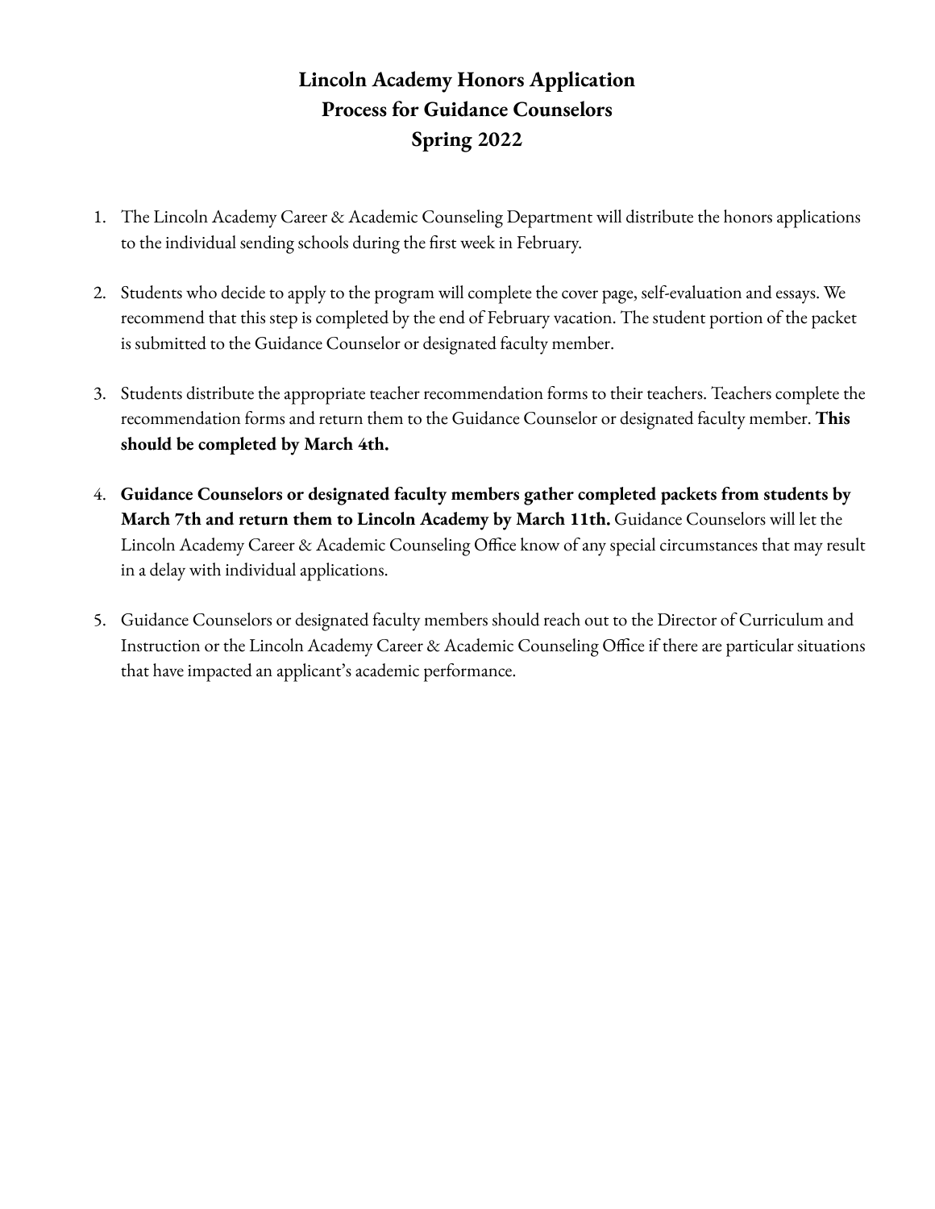# Lincoln Academy Honors Application
# Process for Guidance Counselors
# Spring 2022

1. The Lincoln Academy Career & Academic Counseling Department will distribute the honors applications to the individual sending schools during the first week in February.

2. Students who decide to apply to the program will complete the cover page, self-evaluation and essays. We recommend that this step is completed by the end of February vacation. The student portion of the packet is submitted to the Guidance Counselor or designated faculty member.

3. Students distribute the appropriate teacher recommendation forms to their teachers. Teachers complete the recommendation forms and return them to the Guidance Counselor or designated faculty member. **This should be completed by March 4th.**

4. **Guidance Counselors or designated faculty members gather completed packets from students by March 7th and return them to Lincoln Academy by March 11th.** Guidance Counselors will let the Lincoln Academy Career & Academic Counseling Office know of any special circumstances that may result in a delay with individual applications.

5. Guidance Counselors or designated faculty members should reach out to the Director of Curriculum and Instruction or the Lincoln Academy Career & Academic Counseling Office if there are particular situations that have impacted an applicant's academic performance.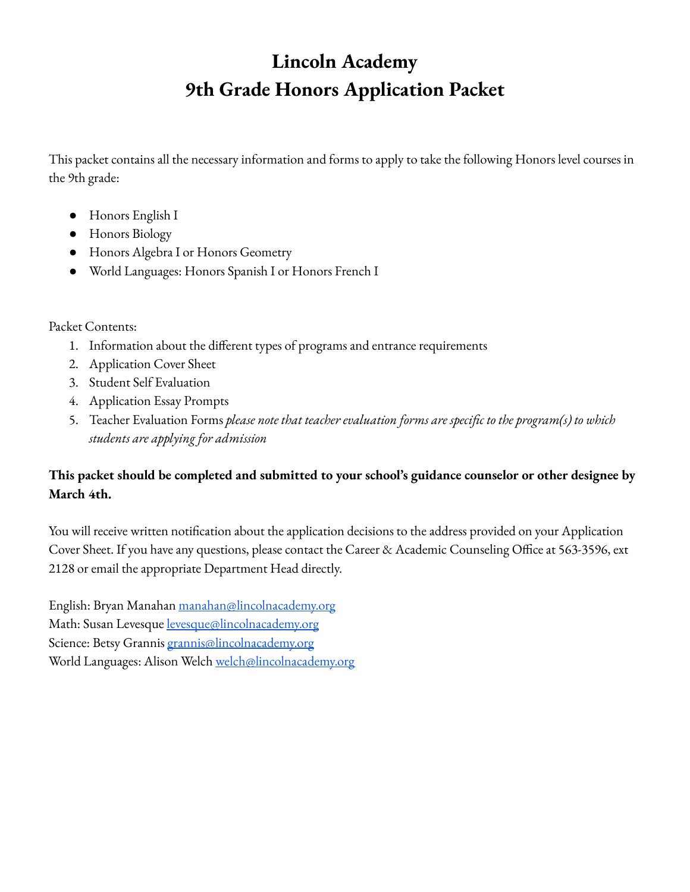# Lincoln Academy
# 9th Grade Honors Application Packet

This packet contains all the necessary information and forms to apply to take the following Honors level courses in the 9th grade:

- Honors English I
- Honors Biology
- Honors Algebra I or Honors Geometry
- World Languages: Honors Spanish I or Honors French I

Packet Contents:

1. Information about the different types of programs and entrance requirements
2. Application Cover Sheet
3. Student Self Evaluation
4. Application Essay Prompts
5. Teacher Evaluation Forms *please note that teacher evaluation forms are specific to the program(s) to which students are applying for admission*

**This packet should be completed and submitted to your school's guidance counselor or other designee by March 4th.**

You will receive written notification about the application decisions to the address provided on your Application Cover Sheet. If you have any questions, please contact the Career & Academic Counseling Office at 563-3596, ext 2128 or email the appropriate Department Head directly.

English: Bryan Manahan manahan@lincolnacademy.org
Math: Susan Levesque levesque@lincolnacademy.org
Science: Betsy Grannis grannis@lincolnacademy.org
World Languages: Alison Welch welch@lincolnacademy.org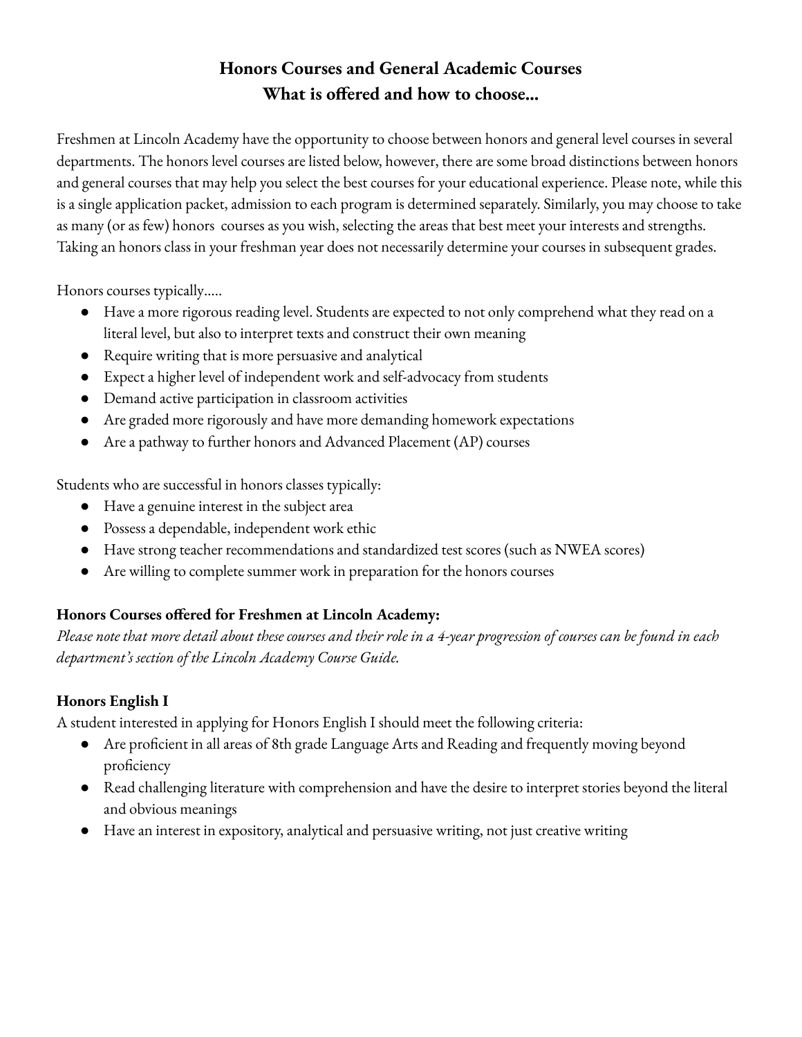# Honors Courses and General Academic Courses
## What is offered and how to choose...

Freshmen at Lincoln Academy have the opportunity to choose between honors and general level courses in several departments. The honors level courses are listed below, however, there are some broad distinctions between honors and general courses that may help you select the best courses for your educational experience. Please note, while this is a single application packet, admission to each program is determined separately. Similarly, you may choose to take as many (or as few) honors courses as you wish, selecting the areas that best meet your interests and strengths. Taking an honors class in your freshman year does not necessarily determine your courses in subsequent grades.

Honors courses typically.....

- Have a more rigorous reading level. Students are expected to not only comprehend what they read on a literal level, but also to interpret texts and construct their own meaning
- Require writing that is more persuasive and analytical
- Expect a higher level of independent work and self-advocacy from students
- Demand active participation in classroom activities
- Are graded more rigorously and have more demanding homework expectations
- Are a pathway to further honors and Advanced Placement (AP) courses

Students who are successful in honors classes typically:

- Have a genuine interest in the subject area
- Possess a dependable, independent work ethic
- Have strong teacher recommendations and standardized test scores (such as NWEA scores)
- Are willing to complete summer work in preparation for the honors courses

**Honors Courses offered for Freshmen at Lincoln Academy:**

*Please note that more detail about these courses and their role in a 4-year progression of courses can be found in each department's section of the Lincoln Academy Course Guide.*

**Honors English I**

A student interested in applying for Honors English I should meet the following criteria:

- Are proficient in all areas of 8th grade Language Arts and Reading and frequently moving beyond proficiency
- Read challenging literature with comprehension and have the desire to interpret stories beyond the literal and obvious meanings
- Have an interest in expository, analytical and persuasive writing, not just creative writing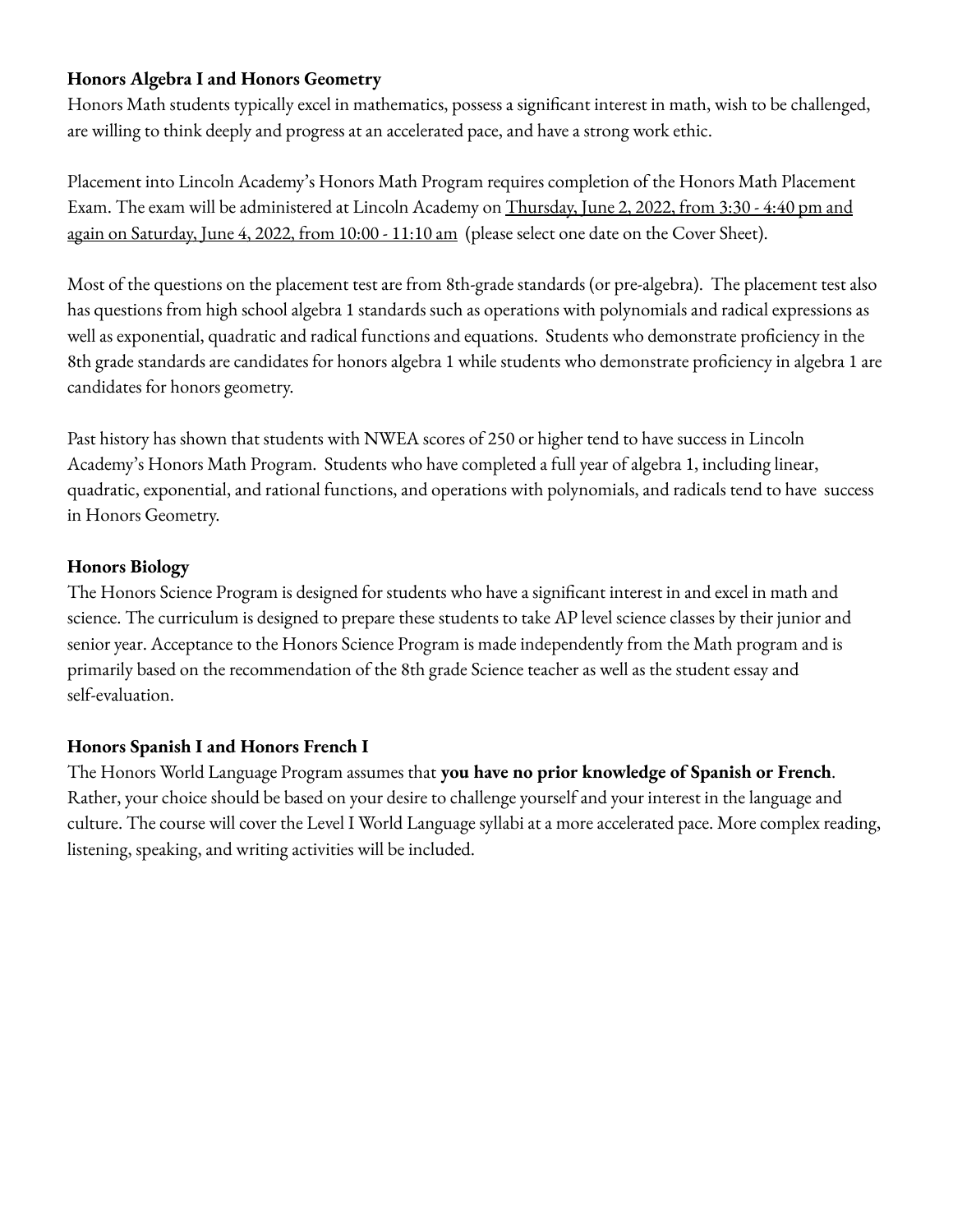**Honors Algebra I and Honors Geometry**

Honors Math students typically excel in mathematics, possess a significant interest in math, wish to be challenged, are willing to think deeply and progress at an accelerated pace, and have a strong work ethic.

Placement into Lincoln Academy's Honors Math Program requires completion of the Honors Math Placement Exam. The exam will be administered at Lincoln Academy on Thursday, June 2, 2022, from 3:30 - 4:40 pm and again on Saturday, June 4, 2022, from 10:00 - 11:10 am (please select one date on the Cover Sheet).

Most of the questions on the placement test are from 8th-grade standards (or pre-algebra). The placement test also has questions from high school algebra 1 standards such as operations with polynomials and radical expressions as well as exponential, quadratic and radical functions and equations. Students who demonstrate proficiency in the 8th grade standards are candidates for honors algebra 1 while students who demonstrate proficiency in algebra 1 are candidates for honors geometry.

Past history has shown that students with NWEA scores of 250 or higher tend to have success in Lincoln Academy's Honors Math Program. Students who have completed a full year of algebra 1, including linear, quadratic, exponential, and rational functions, and operations with polynomials, and radicals tend to have success in Honors Geometry.

**Honors Biology**

The Honors Science Program is designed for students who have a significant interest in and excel in math and science. The curriculum is designed to prepare these students to take AP level science classes by their junior and senior year. Acceptance to the Honors Science Program is made independently from the Math program and is primarily based on the recommendation of the 8th grade Science teacher as well as the student essay and self-evaluation.

**Honors Spanish I and Honors French I**

The Honors World Language Program assumes that **you have no prior knowledge of Spanish or French**. Rather, your choice should be based on your desire to challenge yourself and your interest in the language and culture. The course will cover the Level I World Language syllabi at a more accelerated pace. More complex reading, listening, speaking, and writing activities will be included.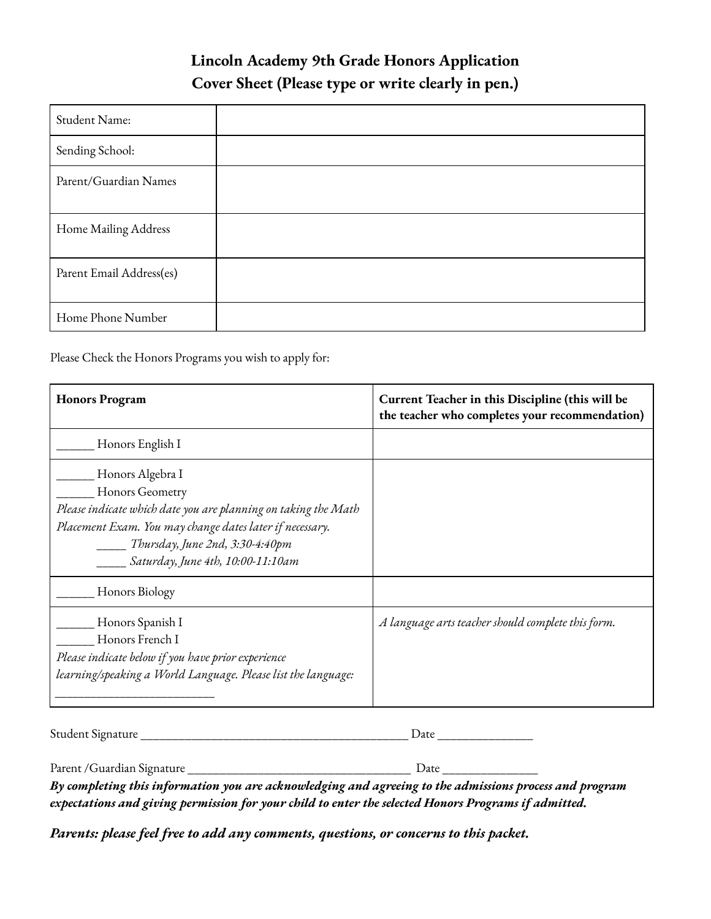# Lincoln Academy 9th Grade Honors Application
## Cover Sheet (Please type or write clearly in pen.)

| Student Name: | |
|---|---|
| Sending School: | |
| Parent/Guardian Names | |
| Home Mailing Address | |
| Parent Email Address(es) | |
| Home Phone Number | |

Please Check the Honors Programs you wish to apply for:

| **Honors Program** | **Current Teacher in this Discipline (this will be the teacher who completes your recommendation)** |
|---|---|
| ______ Honors English I | |
| ______ Honors Algebra I<br>______ Honors Geometry<br>*Please indicate which date you are planning on taking the Math Placement Exam. You may change dates later if necessary.*<br>_____ *Thursday, June 2nd, 3:30-4:40pm*<br>_____ *Saturday, June 4th, 10:00-11:10am* | |
| ______ Honors Biology | |
| ______ Honors Spanish I<br>______ Honors French I<br>*Please indicate below if you have prior experience learning/speaking a World Language. Please list the language:*<br>_________________________ | *A language arts teacher should complete this form.* |

Student Signature __________________________________________ Date _______________

Parent /Guardian Signature ____________________________________ Date _______________

***By completing this information you are acknowledging and agreeing to the admissions process and program expectations and giving permission for your child to enter the selected Honors Programs if admitted.***

***Parents: please feel free to add any comments, questions, or concerns to this packet.***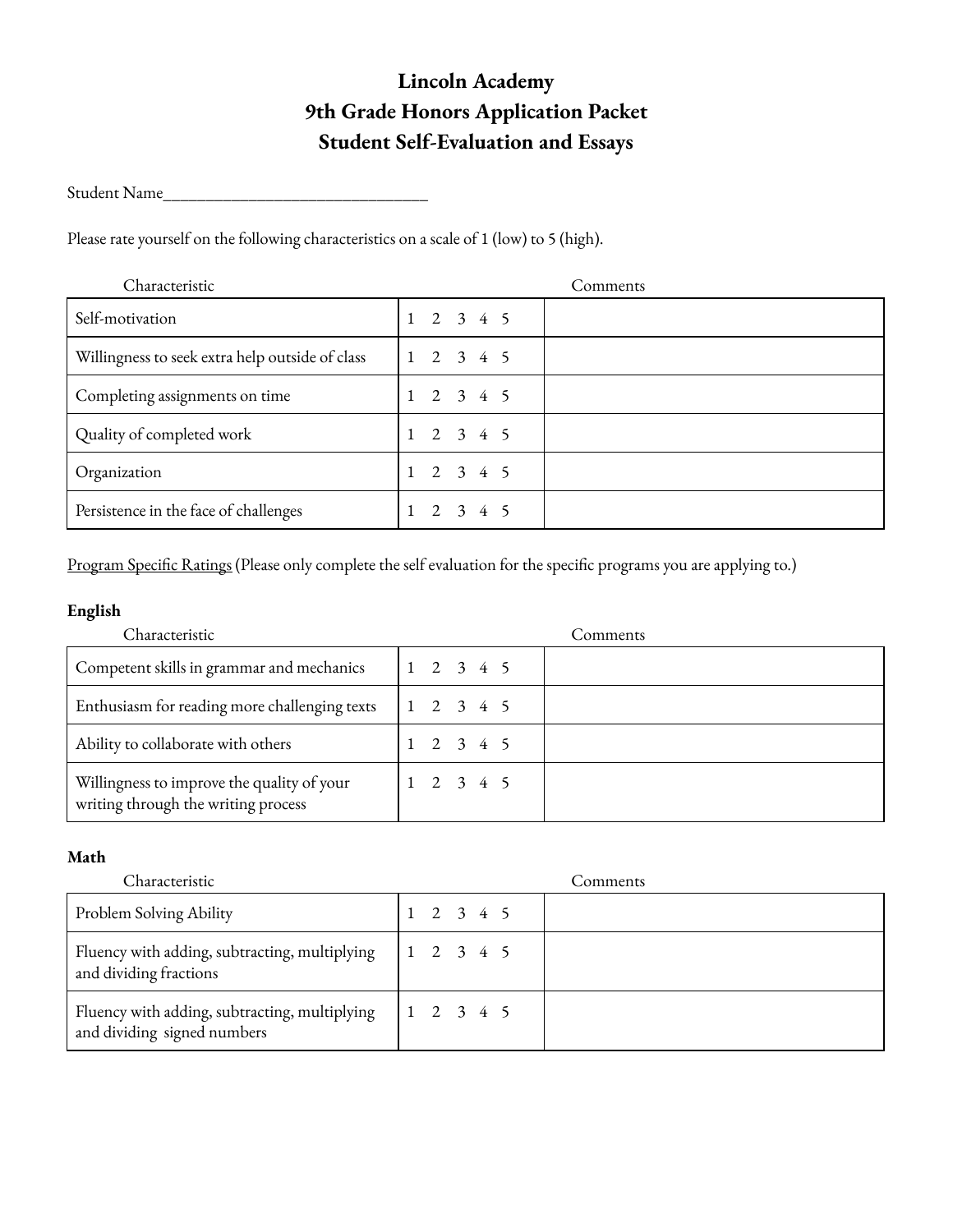# Lincoln Academy
# 9th Grade Honors Application Packet
# Student Self-Evaluation and Essays

Student Name________________________________

Please rate yourself on the following characteristics on a scale of 1 (low) to 5 (high).

| Characteristic | | Comments |
|---|---|---|
| Self-motivation | 1 2 3 4 5 | |
| Willingness to seek extra help outside of class | 1 2 3 4 5 | |
| Completing assignments on time | 1 2 3 4 5 | |
| Quality of completed work | 1 2 3 4 5 | |
| Organization | 1 2 3 4 5 | |
| Persistence in the face of challenges | 1 2 3 4 5 | |

<u>Program Specific Ratings</u> (Please only complete the self evaluation for the specific programs you are applying to.)

**English**

| Characteristic | | Comments |
|---|---|---|
| Competent skills in grammar and mechanics | 1 2 3 4 5 | |
| Enthusiasm for reading more challenging texts | 1 2 3 4 5 | |
| Ability to collaborate with others | 1 2 3 4 5 | |
| Willingness to improve the quality of your writing through the writing process | 1 2 3 4 5 | |

**Math**

| Characteristic | | Comments |
|---|---|---|
| Problem Solving Ability | 1 2 3 4 5 | |
| Fluency with adding, subtracting, multiplying and dividing fractions | 1 2 3 4 5 | |
| Fluency with adding, subtracting, multiplying and dividing signed numbers | 1 2 3 4 5 | |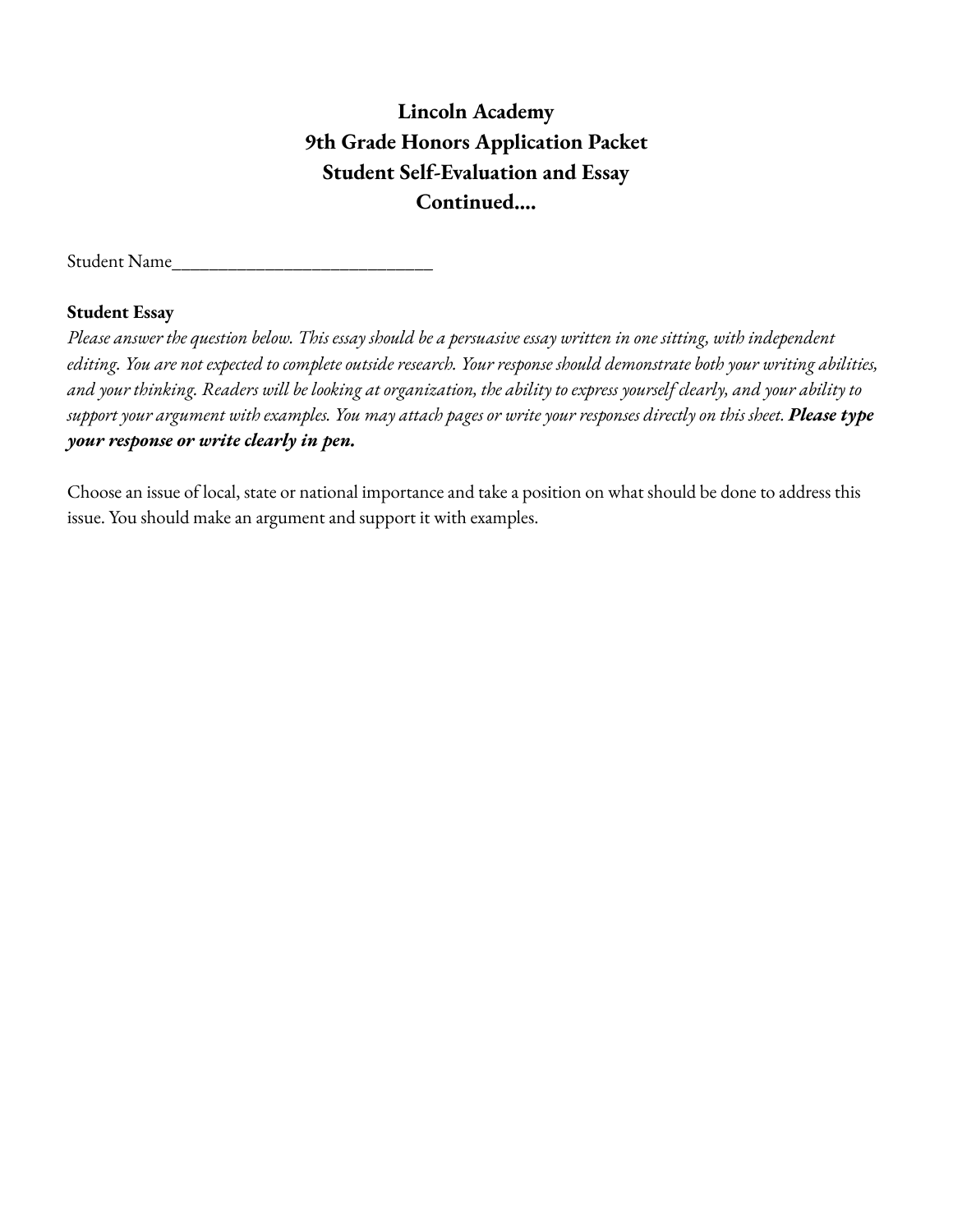# Lincoln Academy
# 9th Grade Honors Application Packet
# Student Self-Evaluation and Essay
# Continued....

Student Name_____________________________

**Student Essay**

*Please answer the question below. This essay should be a persuasive essay written in one sitting, with independent editing. You are not expected to complete outside research. Your response should demonstrate both your writing abilities, and your thinking. Readers will be looking at organization, the ability to express yourself clearly, and your ability to support your argument with examples. You may attach pages or write your responses directly on this sheet.* ***Please type your response or write clearly in pen.***

Choose an issue of local, state or national importance and take a position on what should be done to address this issue. You should make an argument and support it with examples.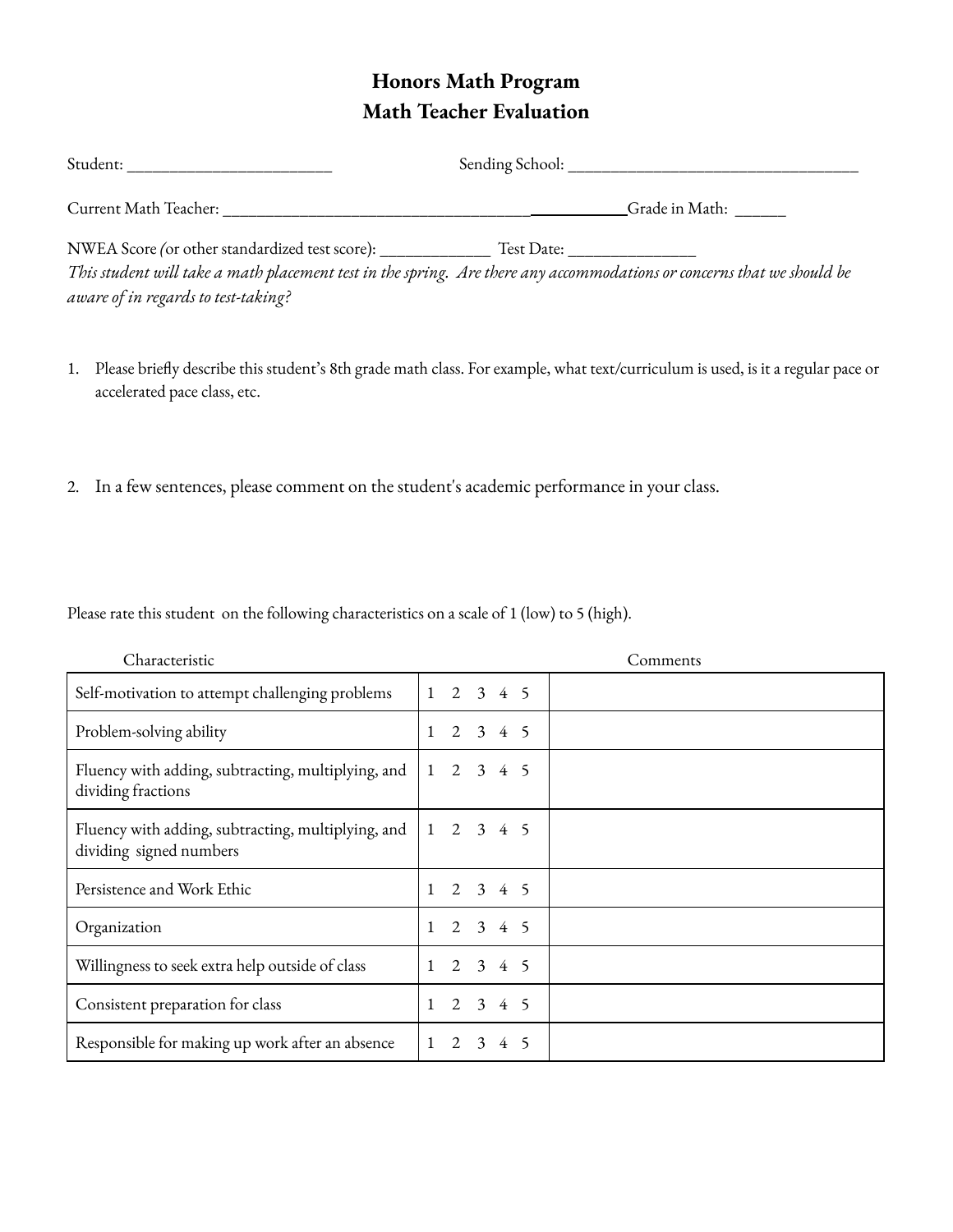# Honors Math Program
# Math Teacher Evaluation

Student: ________________________ Sending School: __________________________________

Current Math Teacher: ____________________________________________Grade in Math: ______

NWEA Score (or other standardized test score): _____________ Test Date: _______________

*This student will take a math placement test in the spring. Are there any accommodations or concerns that we should be aware of in regards to test-taking?*

1. Please briefly describe this student's 8th grade math class. For example, what text/curriculum is used, is it a regular pace or accelerated pace class, etc.

2. In a few sentences, please comment on the student's academic performance in your class.

Please rate this student on the following characteristics on a scale of 1 (low) to 5 (high).

| Characteristic | | Comments |
|---|---|---|
| Self-motivation to attempt challenging problems | 1 2 3 4 5 | |
| Problem-solving ability | 1 2 3 4 5 | |
| Fluency with adding, subtracting, multiplying, and dividing fractions | 1 2 3 4 5 | |
| Fluency with adding, subtracting, multiplying, and dividing signed numbers | 1 2 3 4 5 | |
| Persistence and Work Ethic | 1 2 3 4 5 | |
| Organization | 1 2 3 4 5 | |
| Willingness to seek extra help outside of class | 1 2 3 4 5 | |
| Consistent preparation for class | 1 2 3 4 5 | |
| Responsible for making up work after an absence | 1 2 3 4 5 | |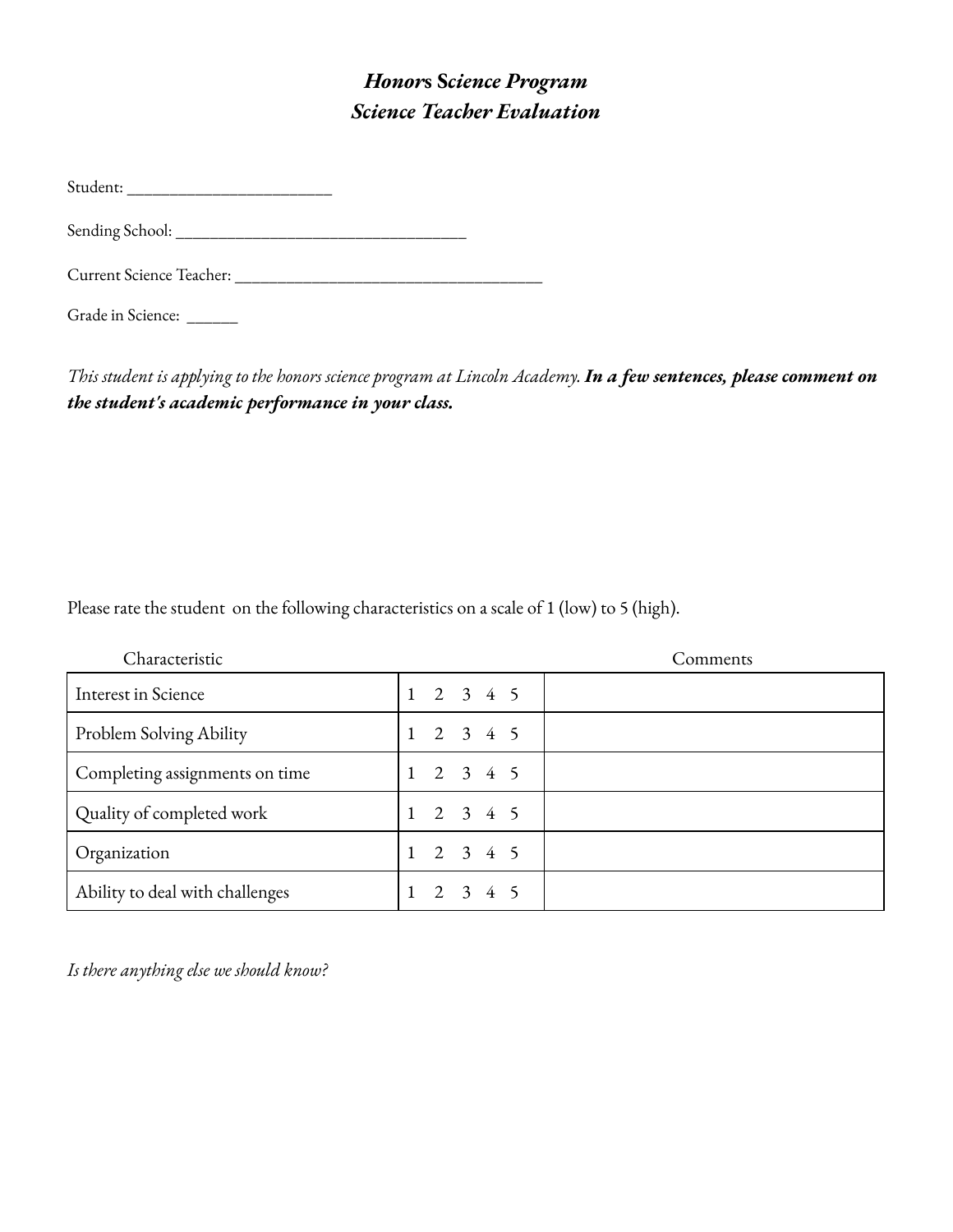# *Honors Science Program*
# *Science Teacher Evaluation*

Student: ________________________

Sending School: __________________________________

Current Science Teacher: ____________________________________

Grade in Science: ______

*This student is applying to the honors science program at Lincoln Academy.* ***In a few sentences, please comment on the student's academic performance in your class.***

Please rate the student on the following characteristics on a scale of 1 (low) to 5 (high).

| Characteristic | | Comments |
|---|---|---|
| Interest in Science | 1 2 3 4 5 | |
| Problem Solving Ability | 1 2 3 4 5 | |
| Completing assignments on time | 1 2 3 4 5 | |
| Quality of completed work | 1 2 3 4 5 | |
| Organization | 1 2 3 4 5 | |
| Ability to deal with challenges | 1 2 3 4 5 | |

*Is there anything else we should know?*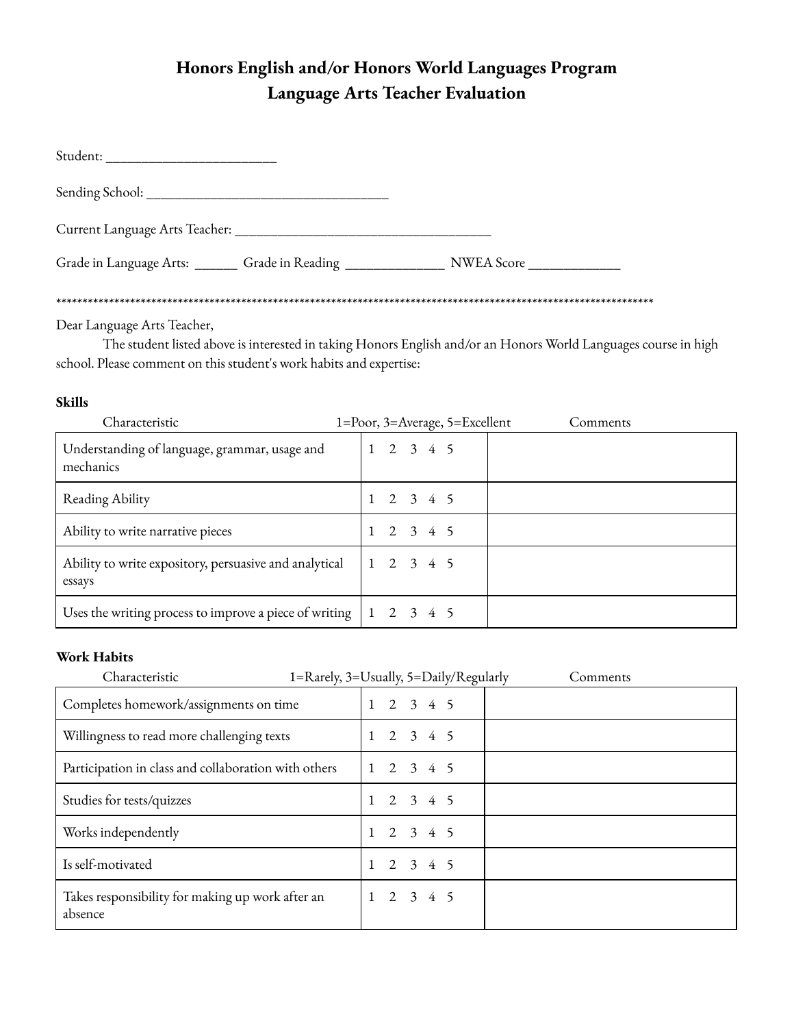# Honors English and/or Honors World Languages Program
# Language Arts Teacher Evaluation

Student: ________________________

Sending School: _________________________________

Current Language Arts Teacher: ____________________________________

Grade in Language Arts: ______ Grade in Reading ______________ NWEA Score _____________

**************************************************************************************************************

Dear Language Arts Teacher,

The student listed above is interested in taking Honors English and/or an Honors World Languages course in high school. Please comment on this student's work habits and expertise:

**Skills**

| Characteristic | 1=Poor, 3=Average, 5=Excellent | Comments |
| --- | --- | --- |
| Understanding of language, grammar, usage and mechanics | 1 2 3 4 5 | |
| Reading Ability | 1 2 3 4 5 | |
| Ability to write narrative pieces | 1 2 3 4 5 | |
| Ability to write expository, persuasive and analytical essays | 1 2 3 4 5 | |
| Uses the writing process to improve a piece of writing | 1 2 3 4 5 | |

**Work Habits**

| Characteristic | 1=Rarely, 3=Usually, 5=Daily/Regularly | Comments |
| --- | --- | --- |
| Completes homework/assignments on time | 1 2 3 4 5 | |
| Willingness to read more challenging texts | 1 2 3 4 5 | |
| Participation in class and collaboration with others | 1 2 3 4 5 | |
| Studies for tests/quizzes | 1 2 3 4 5 | |
| Works independently | 1 2 3 4 5 | |
| Is self-motivated | 1 2 3 4 5 | |
| Takes responsibility for making up work after an absence | 1 2 3 4 5 | |